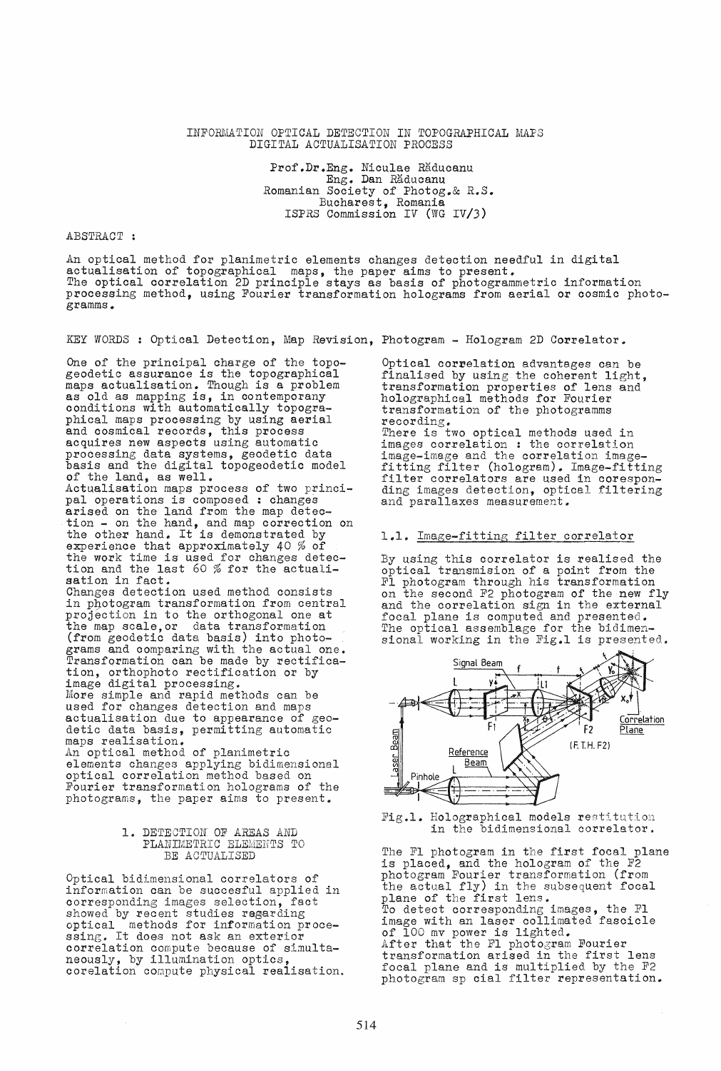# INFORMATION OPTICAL DETECTION IN TOPOGRAPHICAL MAPS DIGITAL ACTUALISATION PROCESS

Prof.Dr.Eng. Niculae Răducanu
Eng. Dan Răducanu
Romanian Society of Photog.& R.S.
Bucharest, Romania
ISPRS Commission IV (WG IV/3)

ABSTRACT :

An optical method for planimetric elements changes detection needful in digital actualisation of topographical maps, the paper aims to present.
The optical correlation 2D principle stays as basis of photogrammetric information processing method, using Fourier transformation holograms from aerial or cosmic photogramms.

KEY WORDS : Optical Detection, Map Revision, Photogram - Hologram 2D Correlator.

One of the principal charge of the topogeodetic assurance is the topographical maps actualisation. Though is a problem as old as mapping is, in contemporany conditions with automatically topographical maps processing by using aerial and cosmical records, this process acquires new aspects using automatic processing data systems, geodetic data basis and the digital topogeodetic model of the land, as well.
Actualisation maps process of two principal operations is composed : changes arised on the land from the map detection - on the hand, and map correction on the other hand. It is demonstrated by experience that approximately 40 % of the work time is used for changes detection and the last 60 % for the actualisation in fact.
Changes detection used method consists in photogram transformation from central projection in to the orthogonal one at the map scale,or data transformation (from geodetic data basis) into photograms and comparing with the actual one. Transformation can be made by rectification, orthophoto rectification or by image digital processing.
More simple and rapid methods can be used for changes detection and maps actualisation due to appearance of geodetic data basis, permitting automatic maps realisation.
An optical method of planimetric elements changes applying bidimensional optical correlation method based on Fourier transformation holograms of the photograms, the paper aims to present.

## 1. DETECTION OF AREAS AND PLANIMETRIC ELEMENTS TO BE ACTUALISED

Optical bidimensional correlators of information can be succesful applied in corresponding images selection, fact showed by recent studies regarding optical methods for information processing. It does not ask an exterior correlation compute because of simultaneously, by illumination optics, corelation compute physical realisation.

Optical correlation advanteges can be finalised by using the coherent light, transformation properties of lens and holographical methods for Fourier transformation of the photogramms recording.
There is two optical methods used in images correlation : the correlation image-image and the correlation image-fitting filter (hologram). Image-fitting filter correlators are used in corresponding images detection, optical filtering and parallaxes measurement.

### 1.1. Image-fitting filter correlator

By using this correlator is realised the optical transmision of a point from the F1 photogram through his transformation on the second F2 photogram of the new fly and the correlation sign in the external focal plane is computed and presented.
The optical assemblage for the bidimensional working in the Fig.1 is presented.

Fig.1. Holographical models restitution in the bidimensional correlator.

The F1 photogram in the first focal plane is placed, and the hologram of the F2 photogram Fourier transformation (from the actual fly) in the subsequent focal plane of the first lens.
To detect corresponding images, the F1 image with an laser collimated fascicle of 100 mv power is lighted.
After that the F1 photogram Fourier transformation arised in the first lens focal plane and is multiplied by the F2 photogram sp cial filter representation.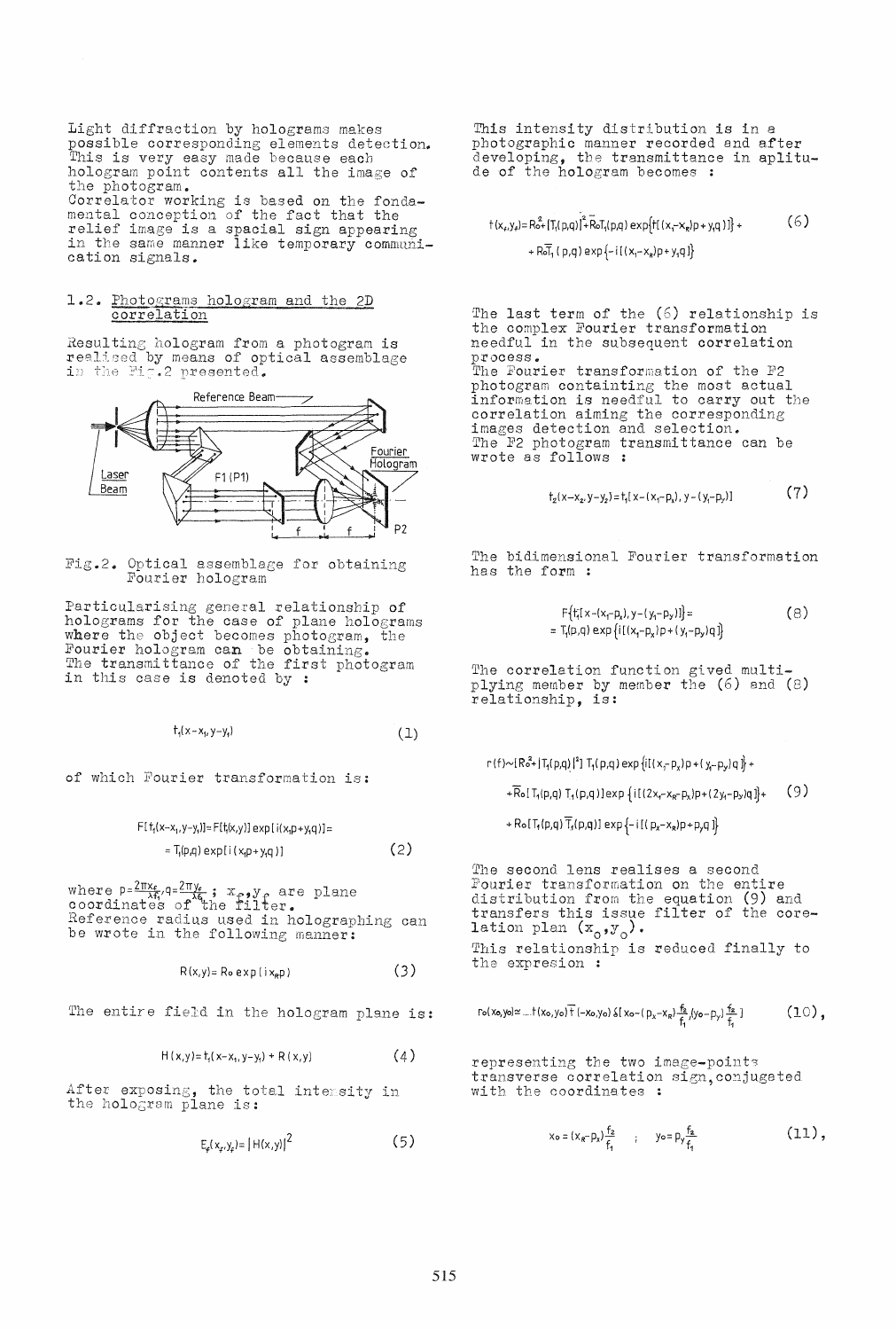Light diffraction by holograms makes possible corresponding elements detection. This is very easy made because each hologram point contents all the image of the photogram.
Correlator working is based on the fondamental conception of the fact that the relief image is a spacial sign appearing in the same manner like temporary communication signals.

## 1.2. Photograms hologram and the 2D correlation

Resulting hologram from a photogram is realised by means of optical assemblage in the Fig.2 presented.

Fig.2. Optical assemblage for obtaining Fourier hologram

Particularising general relationship of holograms for the case of plane holograms where the object becomes photogram, the Fourier hologram can be obtaining.
The transmittance of the first photogram in this case is denoted by :

$$t_1(x-x_1, y-y_1) \qquad (1)$$

of which Fourier transformation is:

$$F[t_1(x-x_1,y-y_1)] = F[t(x,y)]\exp[i(x_1p+y_1q)] = T_1(p,q)\exp[i(x_1p+y_1q)] \qquad (2)$$

where $p=\frac{2\pi x_f}{\lambda f_1}, q=\frac{2\pi y_f}{\lambda f_1}$ ; $x_f, y_f$ are plane coordinates of the filter.
Reference radius used in holographing can be wrote in the following manner:

$$R(x,y) = R_0\exp(ix_Rp) \qquad (3)$$

The entire field in the hologram plane is:

$$H(x,y) = t_1(x-x_1,y-y_1) + R(x,y) \qquad (4)$$

After exposing, the total intensity in the hologram plane is:

$$E_f(x_f,y_f) = |H(x,y)|^2 \qquad (5)$$

This intensity distribution is in a photographic manner recorded and after developing, the transmittance in aplitude of the hologram becomes :

$$t(x_f,y_f) = R_0^2 + |T_1(p,q)|^2 + R_0T_1(p,q)\exp\{i[(x_1-x_R)p+y_1q]\} + R_0\overline{T}_1(p,q)\exp\{-i[(x_1-x_R)p+y_1q]\} \qquad (6)$$

The last term of the (6) relationship is the complex Fourier transformation needful in the subsequent correlation process.
The Fourier transformation of the F2 photogram containting the most actual information is needful to carry out the correlation aiming the corresponding images detection and selection.
The F2 photogram transmittance can be wrote as follows :

$$t_2(x-x_2,y-y_2) = t_1[x-(x_1-p_x), y-(y_1-p_y)] \qquad (7)$$

The bidimensional Fourier transformation has the form :

$$F\{t_1[x-(x_1-p_x), y-(y_1-p_y)]\} = T_1(p,q)\exp\{i[(x_1-p_x)p+(y_1-p_y)q]\} \qquad (8)$$

The correlation function gived multiplying member by member the (6) and (8) relationship, is:

$$r(f) \sim [R_0^2 + |T_1(p,q)|^2]\,T_1(p,q)\exp\{i[(x_1-p_x)p+(y_1-p_y)q]\} + \overline{R}_0[T_1(p,q)\,T_1(p,q)]\exp\{i[(2x_1-x_R-p_x)p+(2y_1-p_y)q]\} + R_0[T_1(p,q)\,\overline{T}_1(p,q)]\exp\{-i[(p_x-x_R)p+p_yq]\} \qquad (9)$$

The second lens realises a second Fourier transformation on the entire distribution from the equation (9) and transfers this issue filter of the corelation plan $(x_0,y_0)$.
This relationship is reduced finally to the expresion :

$$r_0(x_0,y_0) \simeq \ldots t(x_0,y_0)\,\overline{t}(-x_0,y_0)\,\delta[x_0-(p_x-x_R)\tfrac{f_2}{f_1}, y_0-p_y\tfrac{f_2}{f_1}] \qquad (10),$$

representing the two image-points transverse correlation sign, conjugated with the coordinates :

$$x_0 = (x_R-p_x)\frac{f_2}{f_1} \quad ; \quad y_0 = p_y\frac{f_2}{f_1} \qquad (11),$$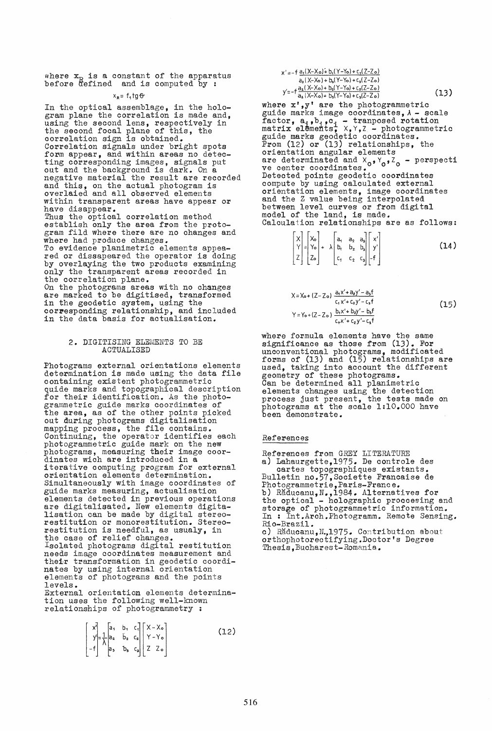where $x_R$ is a constant of the apparatus before defined and is computed by :

$$x_R = f_1 \operatorname{tg} \theta$$

In the optical assemblage, in the hologram plane the correlation is made and, using the second lens, respectively in the second focal plane of this, the correlation sign is obtained. Correlation signals under bright spots form appear, and within areas no detecting corresponding images, signals put out and the background is dark. On a negative material the result are recorded and this, on the actual photogram is overlaied and all observed elements within transparent areas have appear or have disappear.

Thus the optical correlation method establish only the area from the protogram fild where there are no changes and where had produce changes.

To evidence planimetric elements appeared or dissapeared the operator is doing by overlaying the two products examining only the transparent areas recorded in the correlation plane.

On the photograms areas with no changes are marked to be digitised, transformed in the geodetic system, using the corresponding relationship, and included in the data basis for actualisation.

## 2. DIGITISING ELEMENTS TO BE ACTUALISED

Photograms external orientations elements determination is made using the data file containing existent photogrammetric guide marks and topographical description for their identification. As the photogrammetric guide marks coordinates of the area, as of the other points picked out during photograms digitalisation mapping process, the file contains. Continuing, the operator identifies each photogrammetric guide mark on the new photograms, measuring their image coordinates wich are introduced in a iterative computing program for external orientation elements determination. Simultaneously with image coordinates of guide marks measuring, actualisation elements detected in previous operations are digitalisated. New elements digitalisation can be made by digital stereorestitution or monorestitution. Stereorestitution is needful, as usualy, in the case of relief changes.

Isolated photograms digital restitution needs image coordinates measurement and their transformation in geodetic coordinates by using internal orientation elements of photograms and the points levels.

External orientation elements determination uses the following well-known relationships of photogrammetry :

$$\begin{bmatrix} x' \\ y' \\ -f \end{bmatrix} = \frac{1}{\lambda} \begin{bmatrix} a_1 & b_1 & c_1 \\ a_2 & b_2 & c_2 \\ a_3 & b_3 & c_3 \end{bmatrix} \begin{bmatrix} X - X_o \\ Y - Y_o \\ Z \quad Z_o \end{bmatrix} \tag{12}$$

$$x' = -f \frac{a_1(X-X_o) + b_1(Y-Y_o) + c_1(Z-Z_o)}{a_3(X-X_o) + b_3(Y-Y_o) + c_3(Z-Z_o)}$$
$$y' = -f \frac{a_2(X-X_o) + b_2(Y-Y_o) + c_2(Z-Z_o)}{a_3(X-X_o) + b_3(Y-Y_o) + c_3(Z-Z_o)} \tag{13}$$

where $x', y'$ are the photogrammetric guide marks image coordinates, $\lambda$ - scale factor, $a_i, b_i, c_i$ - tranposed rotation matrix elements, $X, Y, Z$ - photogrammetric guide marks geodetic coordinates.

From (12) or (13) relationships, the orientation angular elements are determinated and $X_o, Y_o, Z_o$ - perspective center coordinates.

Detected points geodetic coordinates compute by using calculated external orientation elements, image coordinates and the Z value being interpolated between level curves or from digital model of the land, is made.

Calculation relationships are as follows:

$$\begin{bmatrix} X \\ Y \\ Z \end{bmatrix} = \begin{bmatrix} X_o \\ Y_o \\ Z_o \end{bmatrix} + \lambda \begin{bmatrix} a_1 & a_2 & a_3 \\ b_1 & b_2 & b_3 \\ c_1 & c_2 & c_3 \end{bmatrix} \begin{bmatrix} x' \\ y' \\ -f \end{bmatrix} \tag{14}$$

$$X = X_o + (Z - Z_o) \frac{a_1 x' + a_2 y' - a_3 f}{c_1 x' + c_2 y' - c_3 f}$$
$$Y = Y_o + (Z - Z_o) \frac{b_1 x' + b_2 y' - b_3 f}{c_1 x' + c_2 y' - c_3 f} \tag{15}$$

where formula elements have the same significance as those from (13). For unconventional photograms, modificated forms of (13) and (15) relationships are used, taking into account the different geometry of these photograms.

Can be determined all planimetric elements changes using the detection process just present, the tests made on photograms at the scale 1:10.000 have been demonstrate.

## References

References from GREY LITERATURE

a) Lahaurgette, 1975. De controle des cartes topographiques existants. Bulletin no.57, Societte Francaise de Photogrammetrie, Paris-France.

b) Răducanu, N., 1984. Alternatives for the optical - holographic proccesing and storage of photogrammetric information. In : Int.Arch.Photogramm. Remote Sensing. Rio-Brazil.

c) Răducanu, N., 1975. Contribution about orthophotorectifying. Doctor's Degree Thesis, Bucharest-Romania.